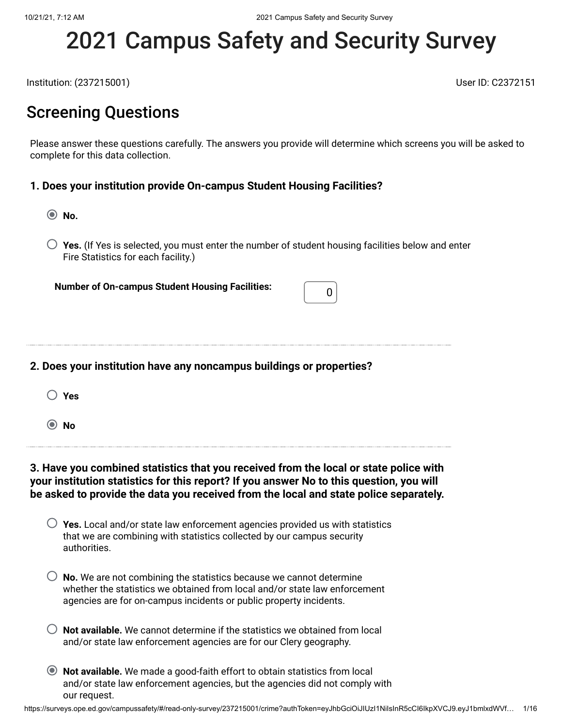# 2021 Campus Safety and Security Survey

Institution: (237215001)

User ID: C2372151

## Screening Questions

Please answer these questions carefully. The answers you provide will determine which screens you will be asked to complete for this data collection.

### 1. Does your institution provide On-campus Student Housing Facilities?

- (●) **No.**
- ( ) **Yes.** (If Yes is selected, you must enter the number of student housing facilities below and enter Fire Statistics for each facility.)

**Number of On-campus Student Housing Facilities:** 0

### 2. Does your institution have any noncampus buildings or properties?

- ( ) **Yes**
- (●) **No**

### 3. Have you combined statistics that you received from the local or state police with your institution statistics for this report? If you answer No to this question, you will be asked to provide the data you received from the local and state police separately.

- ( ) **Yes.** Local and/or state law enforcement agencies provided us with statistics that we are combining with statistics collected by our campus security authorities.
- ( ) **No.** We are not combining the statistics because we cannot determine whether the statistics we obtained from local and/or state law enforcement agencies are for on-campus incidents or public property incidents.
- ( ) **Not available.** We cannot determine if the statistics we obtained from local and/or state law enforcement agencies are for our Clery geography.
- (●) **Not available.** We made a good-faith effort to obtain statistics from local and/or state law enforcement agencies, but the agencies did not comply with our request.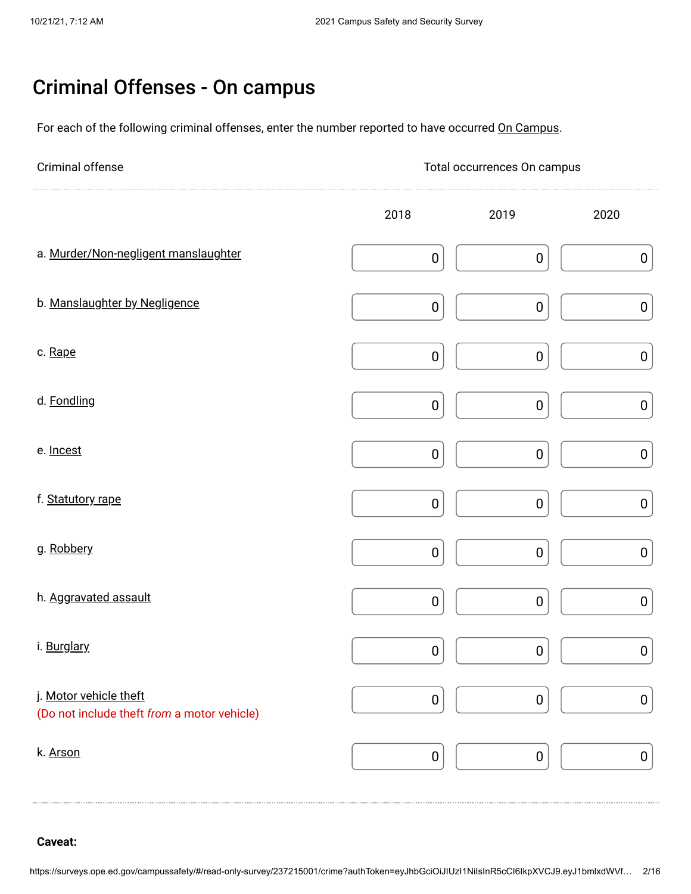# Criminal Offenses - On campus

For each of the following criminal offenses, enter the number reported to have occurred On Campus.

| Criminal offense | Total occurrences On campus | | |
|---|---|---|---|
| | 2018 | 2019 | 2020 |
| a. Murder/Non-negligent manslaughter | 0 | 0 | 0 |
| b. Manslaughter by Negligence | 0 | 0 | 0 |
| c. Rape | 0 | 0 | 0 |
| d. Fondling | 0 | 0 | 0 |
| e. Incest | 0 | 0 | 0 |
| f. Statutory rape | 0 | 0 | 0 |
| g. Robbery | 0 | 0 | 0 |
| h. Aggravated assault | 0 | 0 | 0 |
| i. Burglary | 0 | 0 | 0 |
| j. Motor vehicle theft (Do not include theft *from* a motor vehicle) | 0 | 0 | 0 |
| k. Arson | 0 | 0 | 0 |

**Caveat:**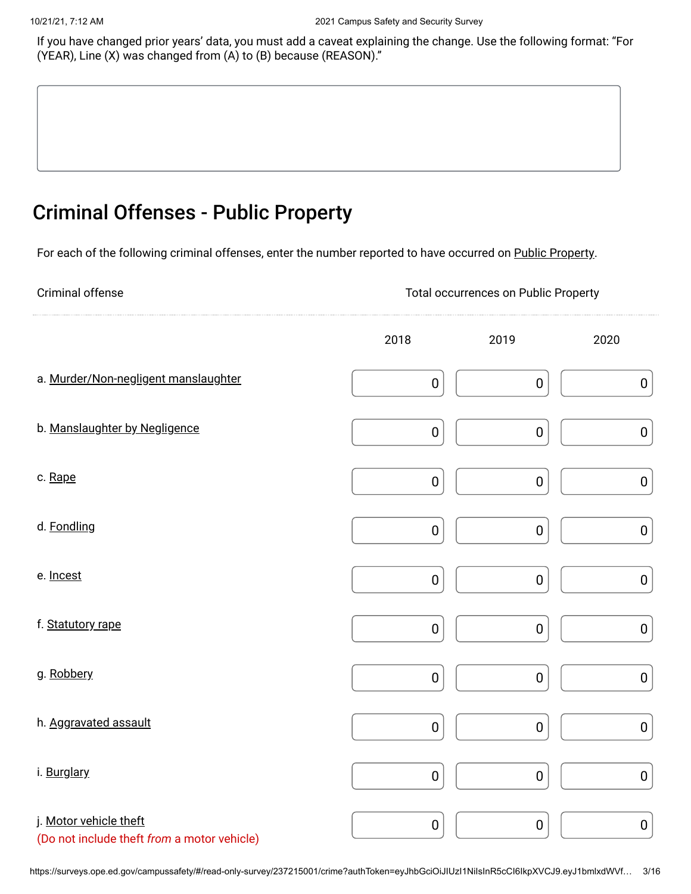If you have changed prior years' data, you must add a caveat explaining the change. Use the following format: "For (YEAR), Line (X) was changed from (A) to (B) because (REASON)."

## Criminal Offenses - Public Property

For each of the following criminal offenses, enter the number reported to have occurred on Public Property.

| Criminal offense | Total occurrences on Public Property | | |
|---|---|---|---|
| | 2018 | 2019 | 2020 |
| a. Murder/Non-negligent manslaughter | 0 | 0 | 0 |
| b. Manslaughter by Negligence | 0 | 0 | 0 |
| c. Rape | 0 | 0 | 0 |
| d. Fondling | 0 | 0 | 0 |
| e. Incest | 0 | 0 | 0 |
| f. Statutory rape | 0 | 0 | 0 |
| g. Robbery | 0 | 0 | 0 |
| h. Aggravated assault | 0 | 0 | 0 |
| i. Burglary | 0 | 0 | 0 |
| j. Motor vehicle theft (Do not include theft *from* a motor vehicle) | 0 | 0 | 0 |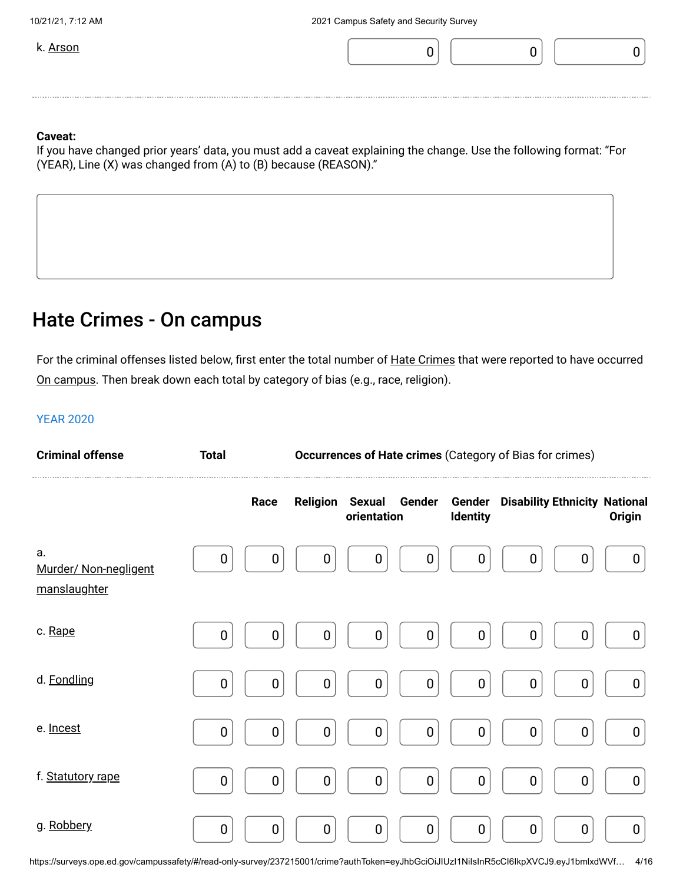| | | | |
|---|---|---|---|
| k. Arson | 0 | 0 | 0 |

**Caveat:**
If you have changed prior years' data, you must add a caveat explaining the change. Use the following format: "For (YEAR), Line (X) was changed from (A) to (B) because (REASON)."

## Hate Crimes - On campus

For the criminal offenses listed below, first enter the total number of Hate Crimes that were reported to have occurred On campus. Then break down each total by category of bias (e.g., race, religion).

YEAR 2020

| Criminal offense | Total | Occurrences of Hate crimes (Category of Bias for crimes) | | | | | | | |
|---|---|---|---|---|---|---|---|---|---|
| | | Race | Religion | Sexual orientation | Gender | Gender Identity | Disability | Ethnicity | National Origin |
| a. Murder/ Non-negligent manslaughter | 0 | 0 | 0 | 0 | 0 | 0 | 0 | 0 | 0 |
| c. Rape | 0 | 0 | 0 | 0 | 0 | 0 | 0 | 0 | 0 |
| d. Fondling | 0 | 0 | 0 | 0 | 0 | 0 | 0 | 0 | 0 |
| e. Incest | 0 | 0 | 0 | 0 | 0 | 0 | 0 | 0 | 0 |
| f. Statutory rape | 0 | 0 | 0 | 0 | 0 | 0 | 0 | 0 | 0 |
| g. Robbery | 0 | 0 | 0 | 0 | 0 | 0 | 0 | 0 | 0 |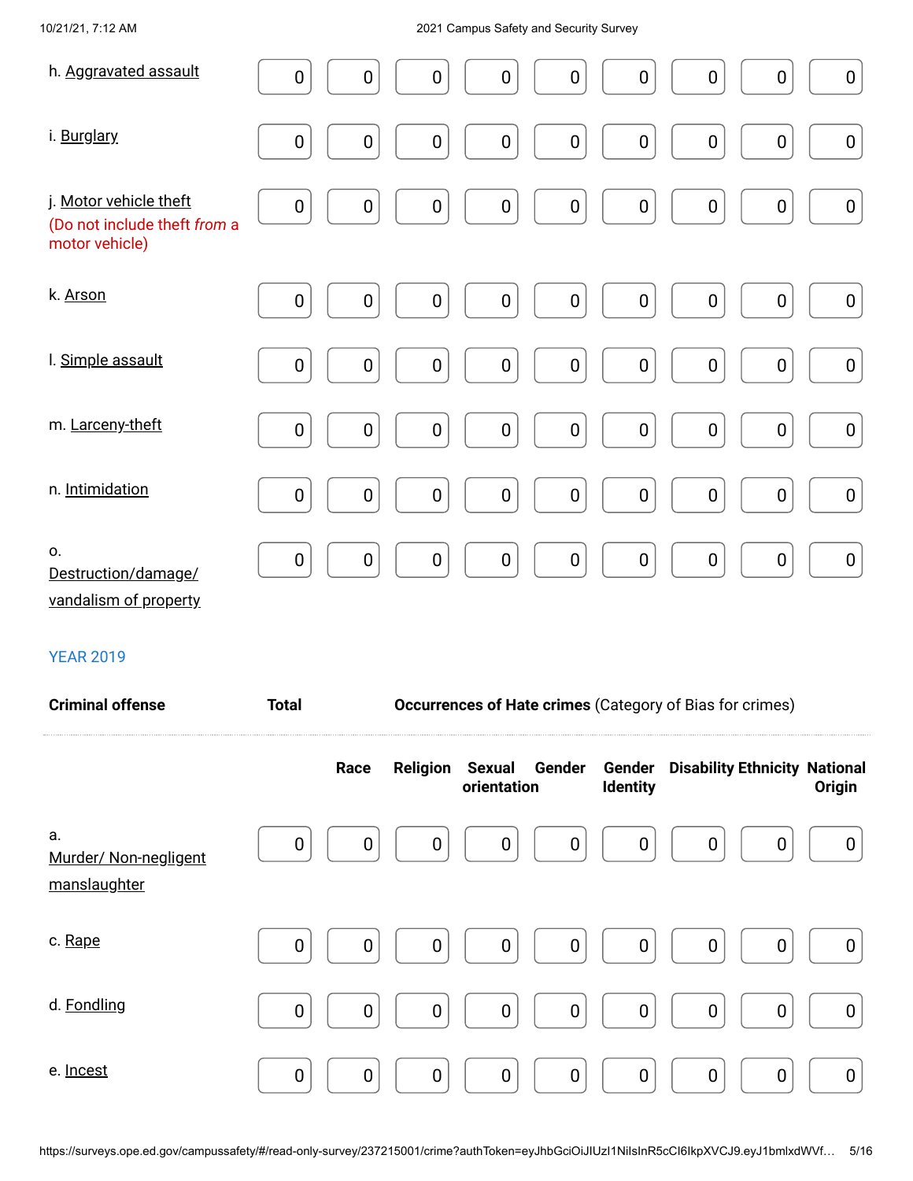| | | | | | | | | | |
|---|---|---|---|---|---|---|---|---|---|
| h. Aggravated assault | 0 | 0 | 0 | 0 | 0 | 0 | 0 | 0 | 0 |
| i. Burglary | 0 | 0 | 0 | 0 | 0 | 0 | 0 | 0 | 0 |
| j. Motor vehicle theft (Do not include theft *from* a motor vehicle) | 0 | 0 | 0 | 0 | 0 | 0 | 0 | 0 | 0 |
| k. Arson | 0 | 0 | 0 | 0 | 0 | 0 | 0 | 0 | 0 |
| l. Simple assault | 0 | 0 | 0 | 0 | 0 | 0 | 0 | 0 | 0 |
| m. Larceny-theft | 0 | 0 | 0 | 0 | 0 | 0 | 0 | 0 | 0 |
| n. Intimidation | 0 | 0 | 0 | 0 | 0 | 0 | 0 | 0 | 0 |
| o. Destruction/damage/ vandalism of property | 0 | 0 | 0 | 0 | 0 | 0 | 0 | 0 | 0 |

YEAR 2019

| Criminal offense | Total | Occurrences of Hate crimes (Category of Bias for crimes) | | | | | | | |
|---|---|---|---|---|---|---|---|---|---|
| | | Race | Religion | Sexual orientation | Gender | Gender Identity | Disability | Ethnicity | National Origin |
| a. Murder/ Non-negligent manslaughter | 0 | 0 | 0 | 0 | 0 | 0 | 0 | 0 | 0 |
| c. Rape | 0 | 0 | 0 | 0 | 0 | 0 | 0 | 0 | 0 |
| d. Fondling | 0 | 0 | 0 | 0 | 0 | 0 | 0 | 0 | 0 |
| e. Incest | 0 | 0 | 0 | 0 | 0 | 0 | 0 | 0 | 0 |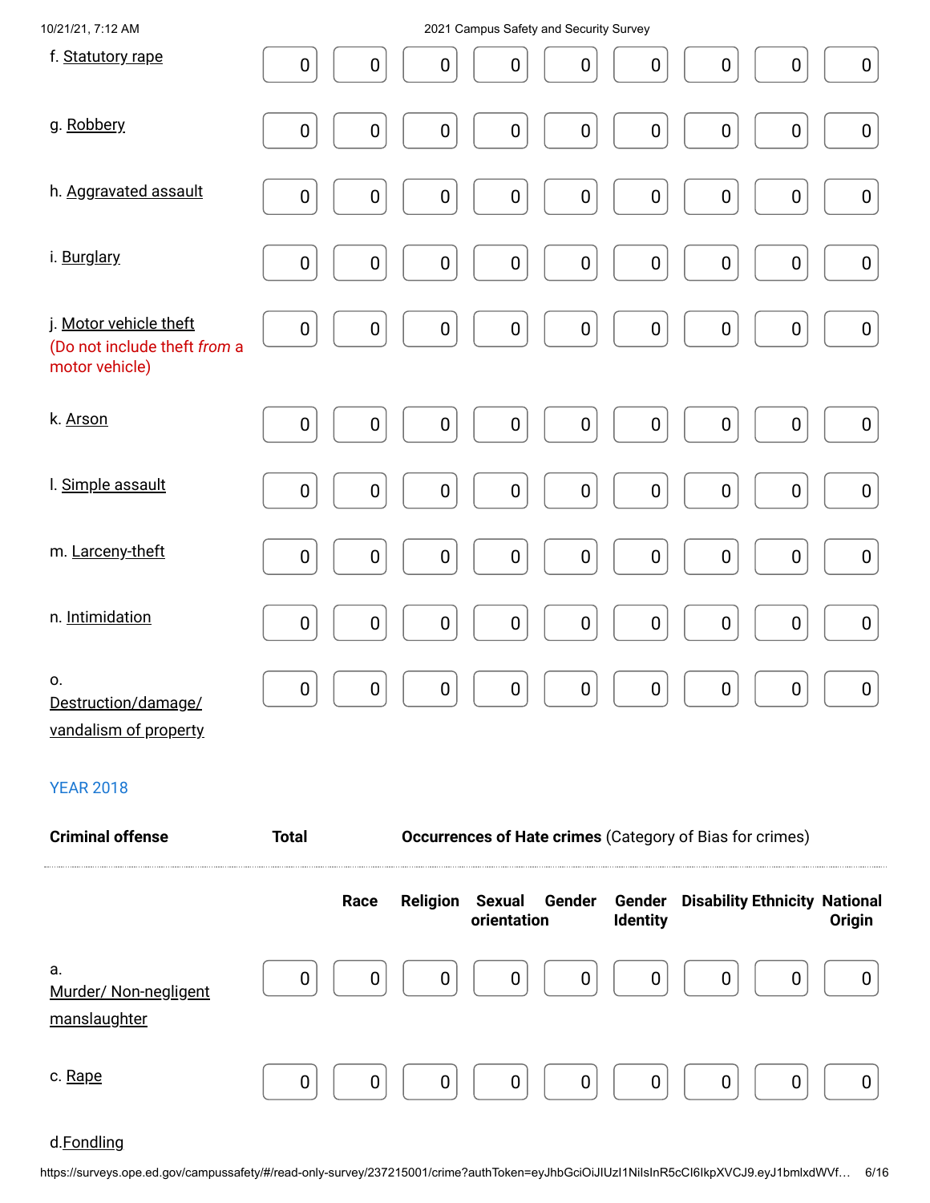| | | | | | | | | | |
|---|---|---|---|---|---|---|---|---|---|
| f. Statutory rape | 0 | 0 | 0 | 0 | 0 | 0 | 0 | 0 | 0 |
| g. Robbery | 0 | 0 | 0 | 0 | 0 | 0 | 0 | 0 | 0 |
| h. Aggravated assault | 0 | 0 | 0 | 0 | 0 | 0 | 0 | 0 | 0 |
| i. Burglary | 0 | 0 | 0 | 0 | 0 | 0 | 0 | 0 | 0 |
| j. Motor vehicle theft (Do not include theft *from* a motor vehicle) | 0 | 0 | 0 | 0 | 0 | 0 | 0 | 0 | 0 |
| k. Arson | 0 | 0 | 0 | 0 | 0 | 0 | 0 | 0 | 0 |
| l. Simple assault | 0 | 0 | 0 | 0 | 0 | 0 | 0 | 0 | 0 |
| m. Larceny-theft | 0 | 0 | 0 | 0 | 0 | 0 | 0 | 0 | 0 |
| n. Intimidation | 0 | 0 | 0 | 0 | 0 | 0 | 0 | 0 | 0 |
| o. Destruction/damage/ vandalism of property | 0 | 0 | 0 | 0 | 0 | 0 | 0 | 0 | 0 |

YEAR 2018

| Criminal offense | Total | Occurrences of Hate crimes (Category of Bias for crimes) | | | | | | | |
|---|---|---|---|---|---|---|---|---|---|
| | | Race | Religion | Sexual orientation | Gender | Gender Identity | Disability | Ethnicity | National Origin |
| a. Murder/ Non-negligent manslaughter | 0 | 0 | 0 | 0 | 0 | 0 | 0 | 0 | 0 |
| c. Rape | 0 | 0 | 0 | 0 | 0 | 0 | 0 | 0 | 0 |
| d. Fondling | | | | | | | | | |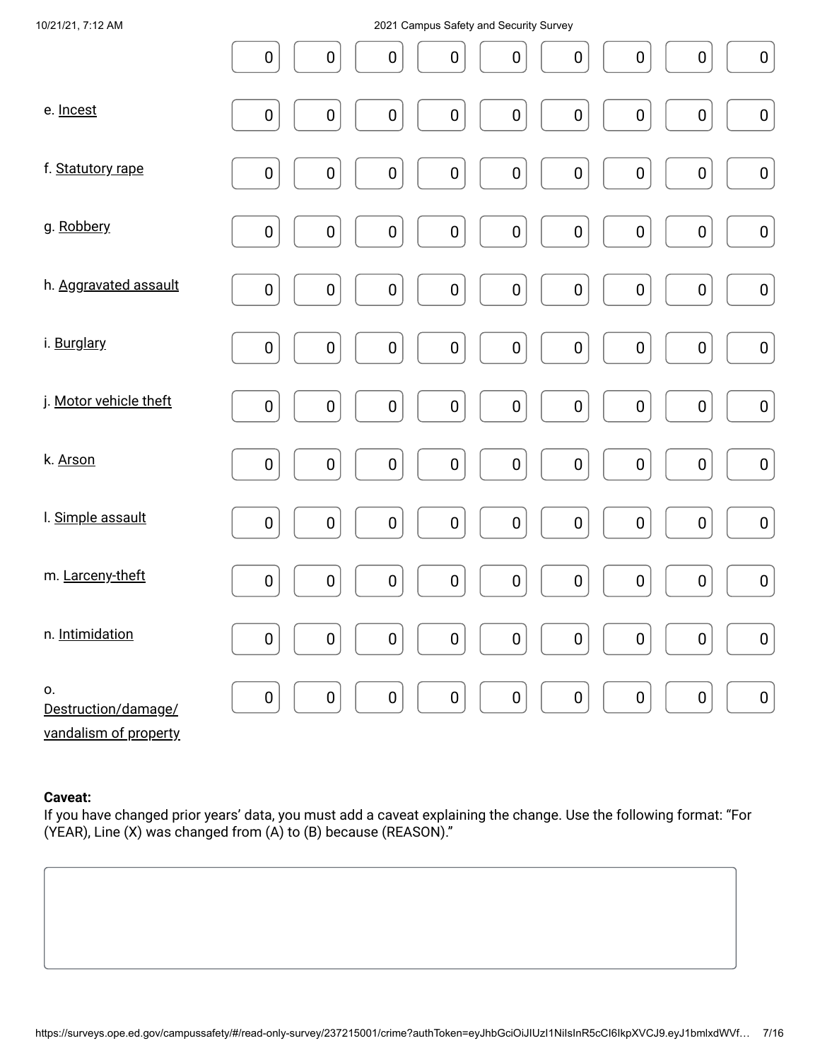|  |  |  |  |  |  |  |  |  |  |
|---|---|---|---|---|---|---|---|---|---|
|  | 0 | 0 | 0 | 0 | 0 | 0 | 0 | 0 | 0 |
| e. Incest | 0 | 0 | 0 | 0 | 0 | 0 | 0 | 0 | 0 |
| f. Statutory rape | 0 | 0 | 0 | 0 | 0 | 0 | 0 | 0 | 0 |
| g. Robbery | 0 | 0 | 0 | 0 | 0 | 0 | 0 | 0 | 0 |
| h. Aggravated assault | 0 | 0 | 0 | 0 | 0 | 0 | 0 | 0 | 0 |
| i. Burglary | 0 | 0 | 0 | 0 | 0 | 0 | 0 | 0 | 0 |
| j. Motor vehicle theft | 0 | 0 | 0 | 0 | 0 | 0 | 0 | 0 | 0 |
| k. Arson | 0 | 0 | 0 | 0 | 0 | 0 | 0 | 0 | 0 |
| l. Simple assault | 0 | 0 | 0 | 0 | 0 | 0 | 0 | 0 | 0 |
| m. Larceny-theft | 0 | 0 | 0 | 0 | 0 | 0 | 0 | 0 | 0 |
| n. Intimidation | 0 | 0 | 0 | 0 | 0 | 0 | 0 | 0 | 0 |
| o. Destruction/damage/vandalism of property | 0 | 0 | 0 | 0 | 0 | 0 | 0 | 0 | 0 |

**Caveat:**
If you have changed prior years' data, you must add a caveat explaining the change. Use the following format: "For (YEAR), Line (X) was changed from (A) to (B) because (REASON)."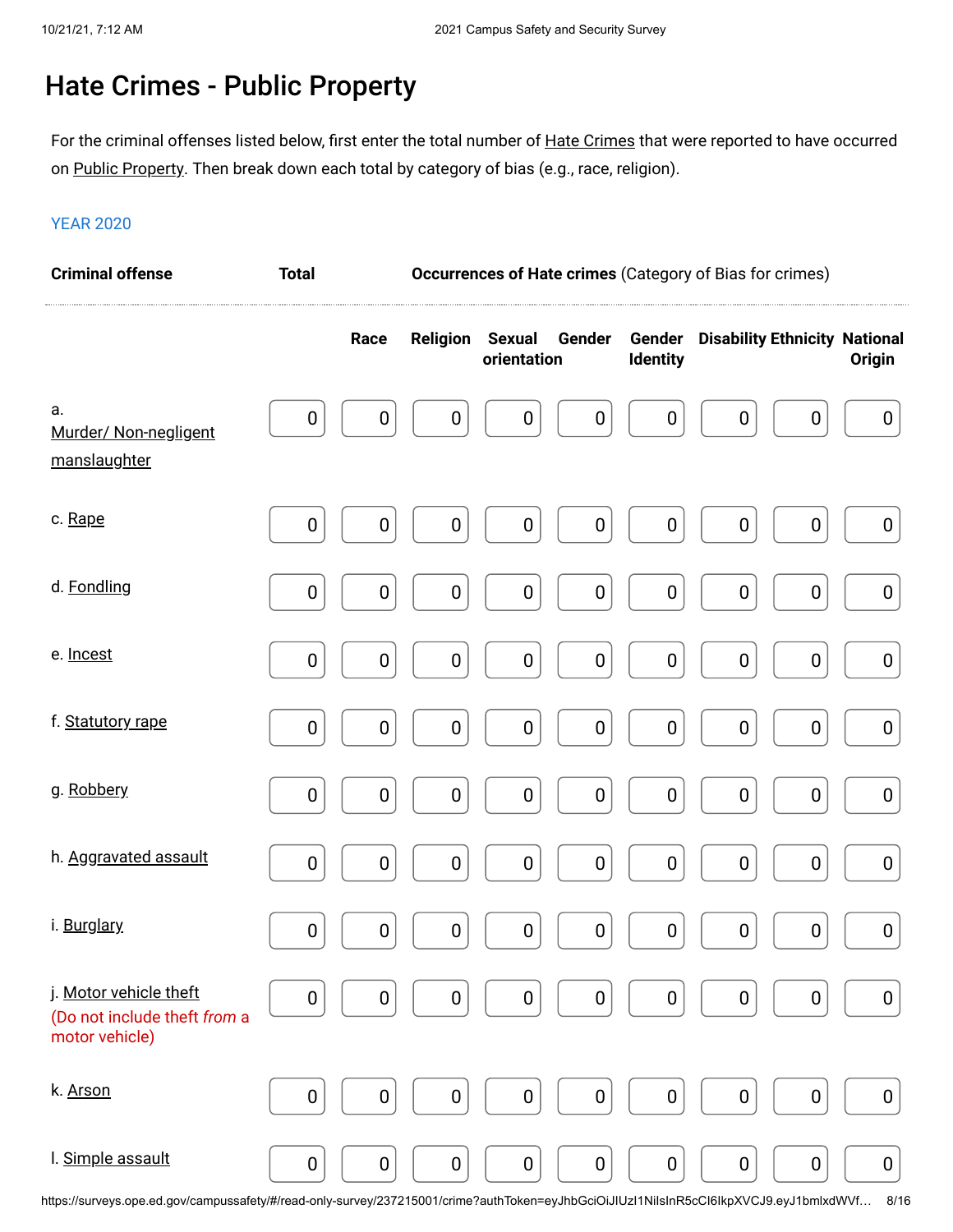# Hate Crimes - Public Property

For the criminal offenses listed below, first enter the total number of Hate Crimes that were reported to have occurred on Public Property. Then break down each total by category of bias (e.g., race, religion).

YEAR 2020

| Criminal offense | Total | Occurrences of Hate crimes (Category of Bias for crimes) | | | | | | | |
|---|---|---|---|---|---|---|---|---|---|
| | | Race | Religion | Sexual orientation | Gender | Gender Identity | Disability | Ethnicity | National Origin |
| a. Murder/ Non-negligent manslaughter | 0 | 0 | 0 | 0 | 0 | 0 | 0 | 0 | 0 |
| c. Rape | 0 | 0 | 0 | 0 | 0 | 0 | 0 | 0 | 0 |
| d. Fondling | 0 | 0 | 0 | 0 | 0 | 0 | 0 | 0 | 0 |
| e. Incest | 0 | 0 | 0 | 0 | 0 | 0 | 0 | 0 | 0 |
| f. Statutory rape | 0 | 0 | 0 | 0 | 0 | 0 | 0 | 0 | 0 |
| g. Robbery | 0 | 0 | 0 | 0 | 0 | 0 | 0 | 0 | 0 |
| h. Aggravated assault | 0 | 0 | 0 | 0 | 0 | 0 | 0 | 0 | 0 |
| i. Burglary | 0 | 0 | 0 | 0 | 0 | 0 | 0 | 0 | 0 |
| j. Motor vehicle theft (Do not include theft *from* a motor vehicle) | 0 | 0 | 0 | 0 | 0 | 0 | 0 | 0 | 0 |
| k. Arson | 0 | 0 | 0 | 0 | 0 | 0 | 0 | 0 | 0 |
| l. Simple assault | 0 | 0 | 0 | 0 | 0 | 0 | 0 | 0 | 0 |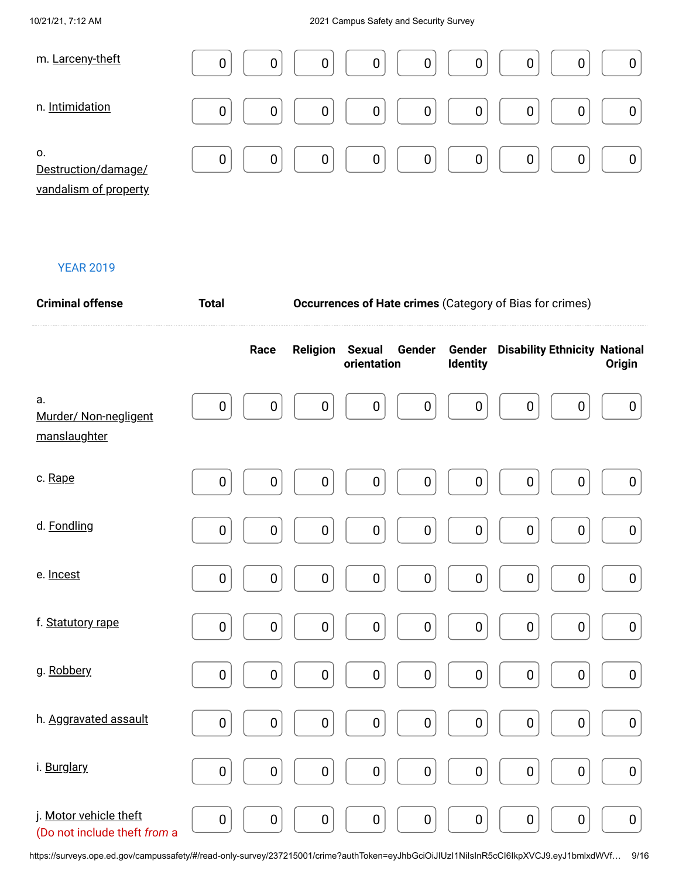| | | | | | | | | | |
|---|---|---|---|---|---|---|---|---|---|
| m. Larceny-theft | 0 | 0 | 0 | 0 | 0 | 0 | 0 | 0 | 0 |
| n. Intimidation | 0 | 0 | 0 | 0 | 0 | 0 | 0 | 0 | 0 |
| o. Destruction/damage/ vandalism of property | 0 | 0 | 0 | 0 | 0 | 0 | 0 | 0 | 0 |

YEAR 2019

| Criminal offense | Total | Occurrences of Hate crimes (Category of Bias for crimes) | | | | | | | |
|---|---|---|---|---|---|---|---|---|---|
| | | Race | Religion | Sexual orientation | Gender | Gender Identity | Disability | Ethnicity | National Origin |
| a. Murder/ Non-negligent manslaughter | 0 | 0 | 0 | 0 | 0 | 0 | 0 | 0 | 0 |
| c. Rape | 0 | 0 | 0 | 0 | 0 | 0 | 0 | 0 | 0 |
| d. Fondling | 0 | 0 | 0 | 0 | 0 | 0 | 0 | 0 | 0 |
| e. Incest | 0 | 0 | 0 | 0 | 0 | 0 | 0 | 0 | 0 |
| f. Statutory rape | 0 | 0 | 0 | 0 | 0 | 0 | 0 | 0 | 0 |
| g. Robbery | 0 | 0 | 0 | 0 | 0 | 0 | 0 | 0 | 0 |
| h. Aggravated assault | 0 | 0 | 0 | 0 | 0 | 0 | 0 | 0 | 0 |
| i. Burglary | 0 | 0 | 0 | 0 | 0 | 0 | 0 | 0 | 0 |
| j. Motor vehicle theft (Do not include theft *from* a | 0 | 0 | 0 | 0 | 0 | 0 | 0 | 0 | 0 |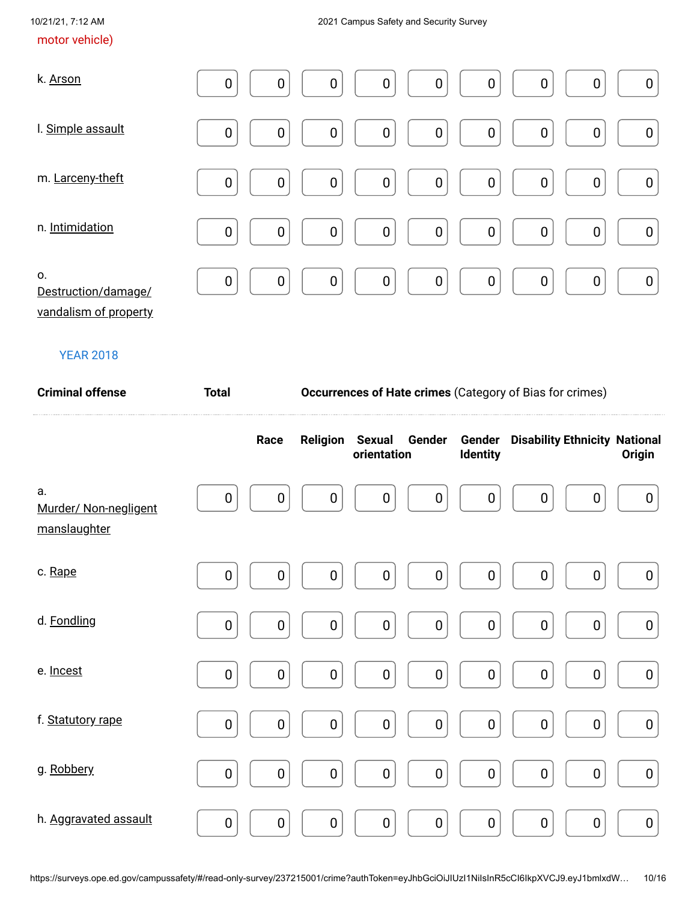motor vehicle)

| | | | | | | | | | |
|---|---|---|---|---|---|---|---|---|---|
| k. Arson | 0 | 0 | 0 | 0 | 0 | 0 | 0 | 0 | 0 |
| l. Simple assault | 0 | 0 | 0 | 0 | 0 | 0 | 0 | 0 | 0 |
| m. Larceny-theft | 0 | 0 | 0 | 0 | 0 | 0 | 0 | 0 | 0 |
| n. Intimidation | 0 | 0 | 0 | 0 | 0 | 0 | 0 | 0 | 0 |
| o. Destruction/damage/ vandalism of property | 0 | 0 | 0 | 0 | 0 | 0 | 0 | 0 | 0 |

YEAR 2018

| Criminal offense | Total | Occurrences of Hate crimes (Category of Bias for crimes) | | | | | | | |
|---|---|---|---|---|---|---|---|---|---|
| | | Race | Religion | Sexual orientation | Gender | Gender Identity | Disability | Ethnicity | National Origin |
| a. Murder/ Non-negligent manslaughter | 0 | 0 | 0 | 0 | 0 | 0 | 0 | 0 | 0 |
| c. Rape | 0 | 0 | 0 | 0 | 0 | 0 | 0 | 0 | 0 |
| d. Fondling | 0 | 0 | 0 | 0 | 0 | 0 | 0 | 0 | 0 |
| e. Incest | 0 | 0 | 0 | 0 | 0 | 0 | 0 | 0 | 0 |
| f. Statutory rape | 0 | 0 | 0 | 0 | 0 | 0 | 0 | 0 | 0 |
| g. Robbery | 0 | 0 | 0 | 0 | 0 | 0 | 0 | 0 | 0 |
| h. Aggravated assault | 0 | 0 | 0 | 0 | 0 | 0 | 0 | 0 | 0 |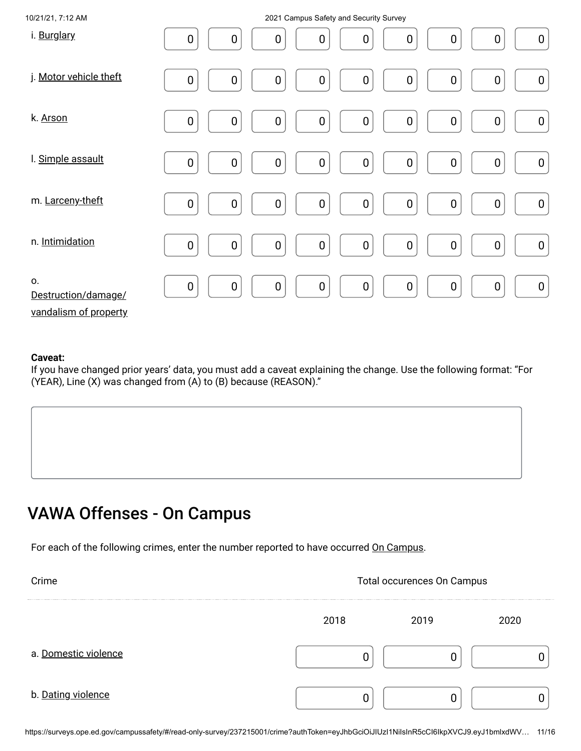| | | | | | | | | | |
|---|---|---|---|---|---|---|---|---|---|
| i. Burglary | 0 | 0 | 0 | 0 | 0 | 0 | 0 | 0 | 0 |
| j. Motor vehicle theft | 0 | 0 | 0 | 0 | 0 | 0 | 0 | 0 | 0 |
| k. Arson | 0 | 0 | 0 | 0 | 0 | 0 | 0 | 0 | 0 |
| l. Simple assault | 0 | 0 | 0 | 0 | 0 | 0 | 0 | 0 | 0 |
| m. Larceny-theft | 0 | 0 | 0 | 0 | 0 | 0 | 0 | 0 | 0 |
| n. Intimidation | 0 | 0 | 0 | 0 | 0 | 0 | 0 | 0 | 0 |
| o. Destruction/damage/vandalism of property | 0 | 0 | 0 | 0 | 0 | 0 | 0 | 0 | 0 |

**Caveat:**
If you have changed prior years' data, you must add a caveat explaining the change. Use the following format: "For (YEAR), Line (X) was changed from (A) to (B) because (REASON)."

## VAWA Offenses - On Campus

For each of the following crimes, enter the number reported to have occurred On Campus.

| Crime | Total occurences On Campus | | |
|---|---|---|---|
| | 2018 | 2019 | 2020 |
| a. Domestic violence | 0 | 0 | 0 |
| b. Dating violence | 0 | 0 | 0 |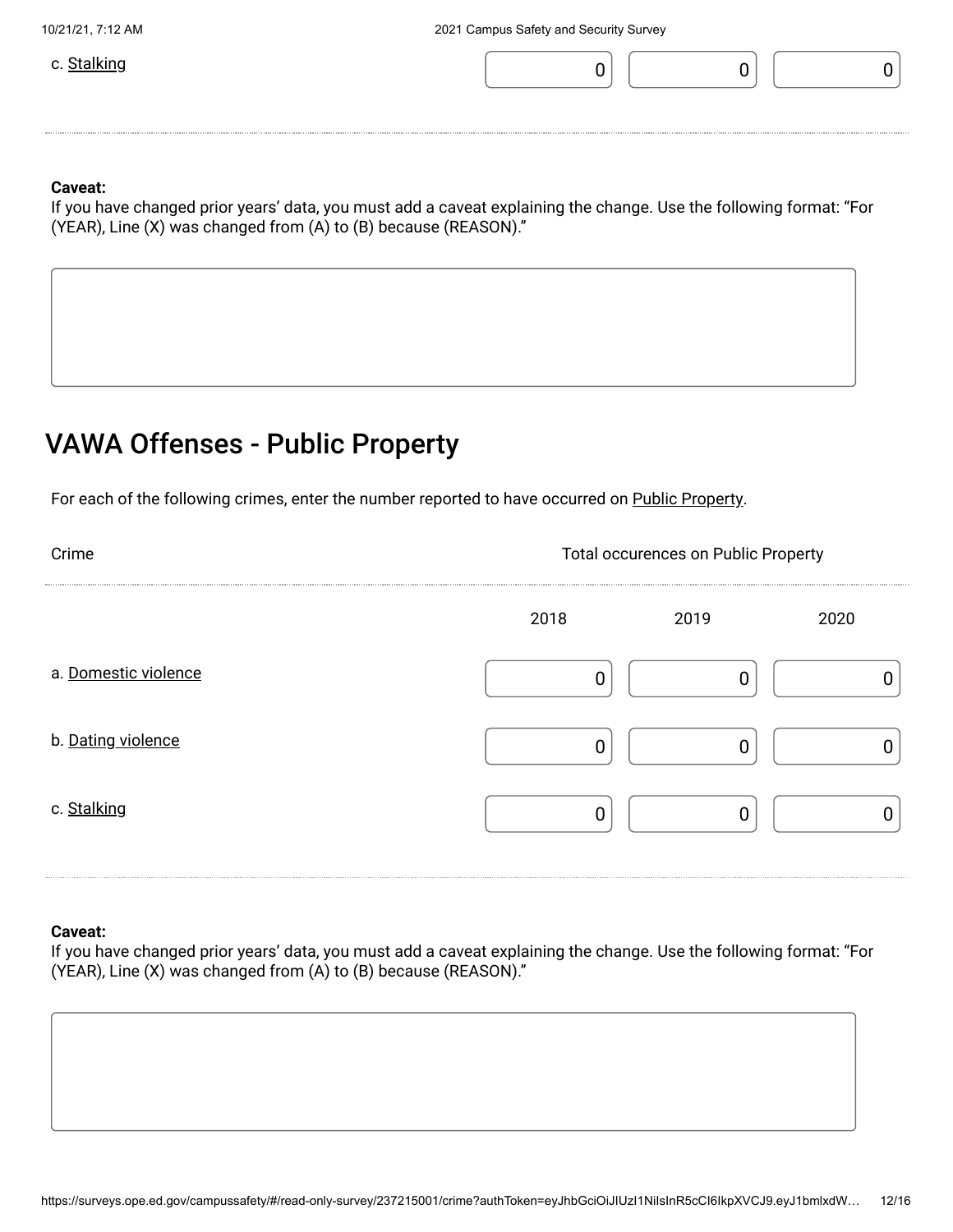| | | | |
|---|---|---|---|
| c. Stalking | 0 | 0 | 0 |

**Caveat:**
If you have changed prior years' data, you must add a caveat explaining the change. Use the following format: "For (YEAR), Line (X) was changed from (A) to (B) because (REASON)."

## VAWA Offenses - Public Property

For each of the following crimes, enter the number reported to have occurred on Public Property.

| Crime | Total occurences on Public Property | | |
|---|---|---|---|
| | 2018 | 2019 | 2020 |
| a. Domestic violence | 0 | 0 | 0 |
| b. Dating violence | 0 | 0 | 0 |
| c. Stalking | 0 | 0 | 0 |

**Caveat:**
If you have changed prior years' data, you must add a caveat explaining the change. Use the following format: "For (YEAR), Line (X) was changed from (A) to (B) because (REASON)."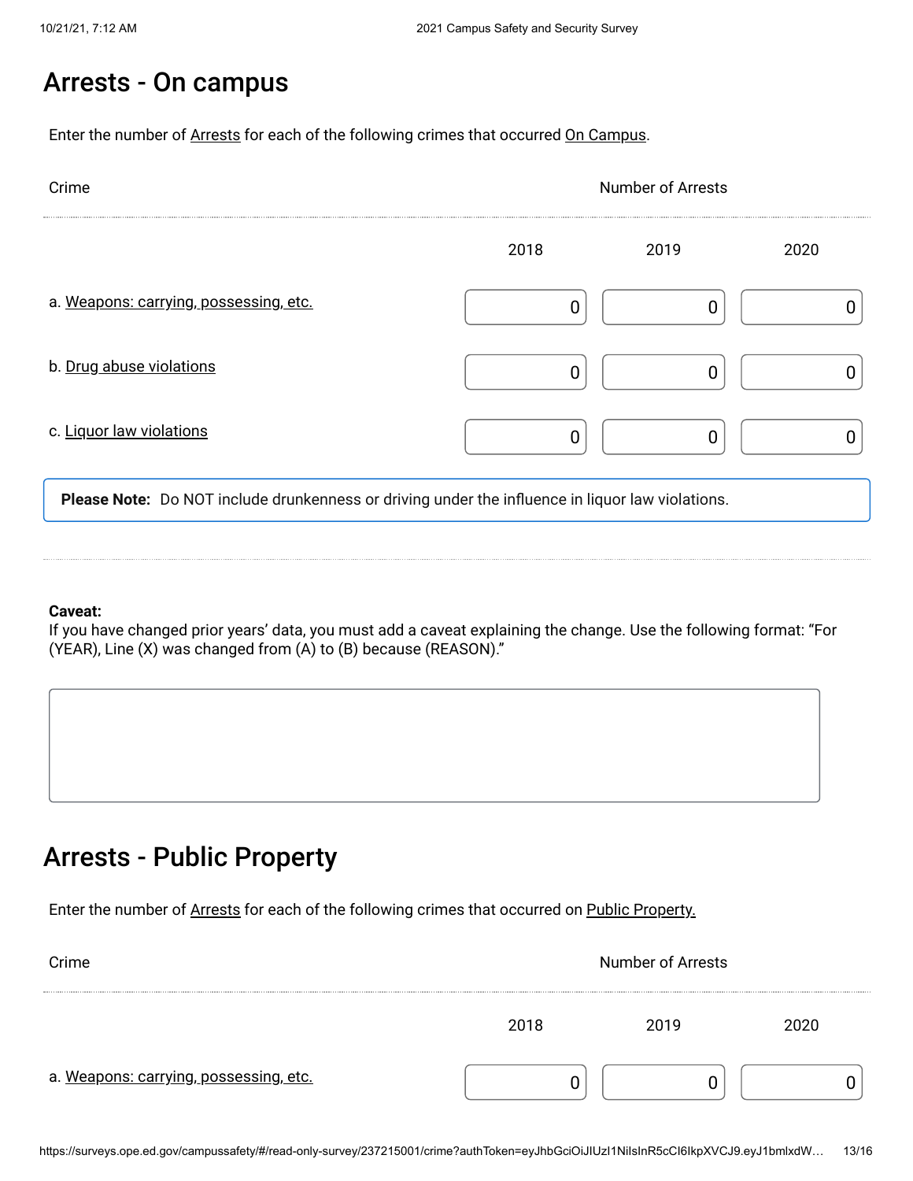## Arrests - On campus

Enter the number of Arrests for each of the following crimes that occurred On Campus.

| Crime | Number of Arrests | | |
|---|---|---|---|
| | 2018 | 2019 | 2020 |
| a. Weapons: carrying, possessing, etc. | 0 | 0 | 0 |
| b. Drug abuse violations | 0 | 0 | 0 |
| c. Liquor law violations | 0 | 0 | 0 |

**Please Note:** Do NOT include drunkenness or driving under the influence in liquor law violations.

**Caveat:**
If you have changed prior years' data, you must add a caveat explaining the change. Use the following format: "For (YEAR), Line (X) was changed from (A) to (B) because (REASON)."

## Arrests - Public Property

Enter the number of Arrests for each of the following crimes that occurred on Public Property.

| Crime | Number of Arrests | | |
|---|---|---|---|
| | 2018 | 2019 | 2020 |
| a. Weapons: carrying, possessing, etc. | 0 | 0 | 0 |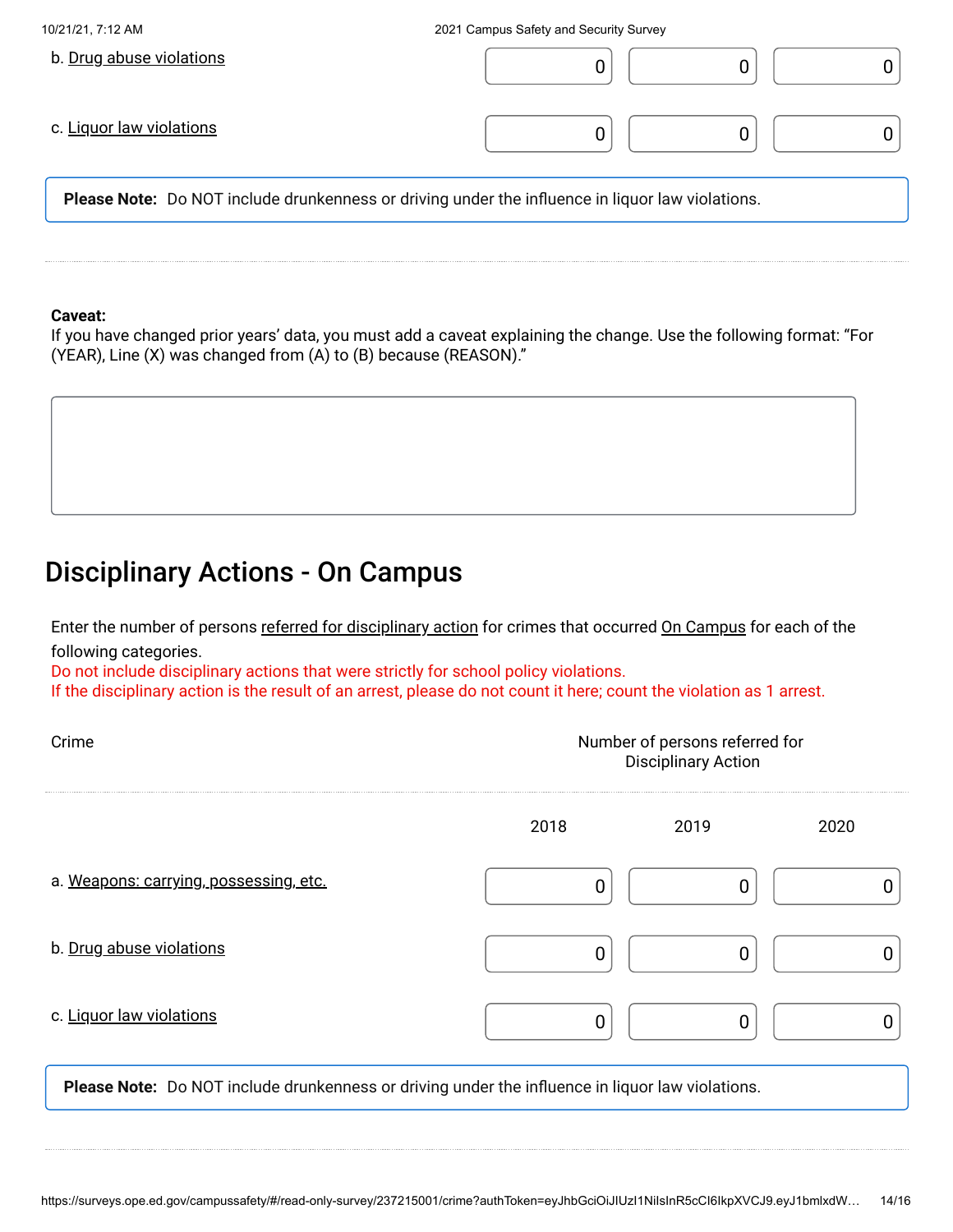| | | | |
|---|---|---|---|
| b. Drug abuse violations | 0 | 0 | 0 |
| c. Liquor law violations | 0 | 0 | 0 |

**Please Note:** Do NOT include drunkenness or driving under the influence in liquor law violations.

**Caveat:**
If you have changed prior years' data, you must add a caveat explaining the change. Use the following format: "For (YEAR), Line (X) was changed from (A) to (B) because (REASON)."

## Disciplinary Actions - On Campus

Enter the number of persons referred for disciplinary action for crimes that occurred On Campus for each of the following categories.
Do not include disciplinary actions that were strictly for school policy violations.
If the disciplinary action is the result of an arrest, please do not count it here; count the violation as 1 arrest.

| Crime | Number of persons referred for Disciplinary Action | | |
|---|---|---|---|
| | 2018 | 2019 | 2020 |
| a. Weapons: carrying, possessing, etc. | 0 | 0 | 0 |
| b. Drug abuse violations | 0 | 0 | 0 |
| c. Liquor law violations | 0 | 0 | 0 |

**Please Note:** Do NOT include drunkenness or driving under the influence in liquor law violations.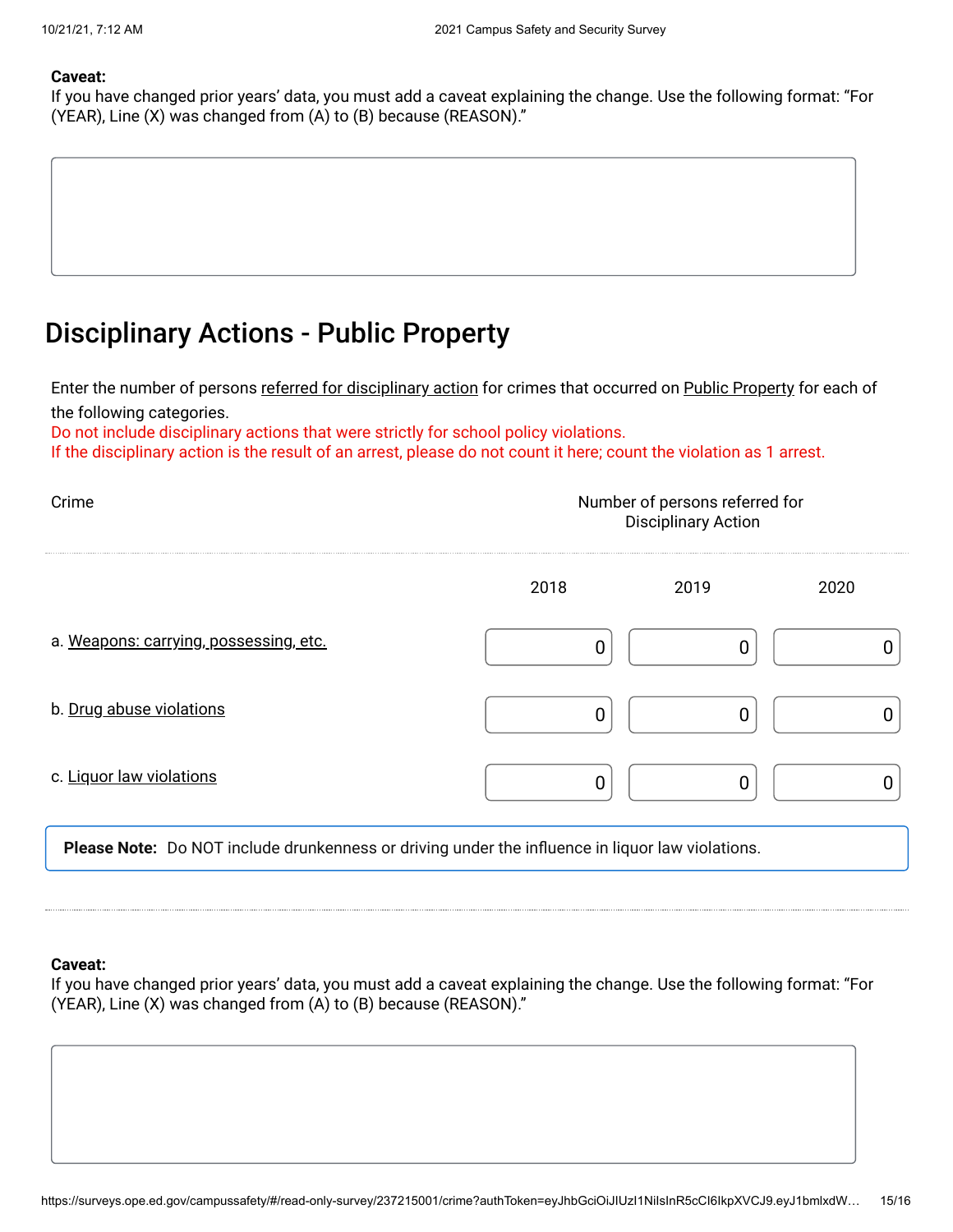**Caveat:**
If you have changed prior years' data, you must add a caveat explaining the change. Use the following format: "For (YEAR), Line (X) was changed from (A) to (B) because (REASON)."

## Disciplinary Actions - Public Property

Enter the number of persons referred for disciplinary action for crimes that occurred on Public Property for each of the following categories.
Do not include disciplinary actions that were strictly for school policy violations.
If the disciplinary action is the result of an arrest, please do not count it here; count the violation as 1 arrest.

| Crime | Number of persons referred for Disciplinary Action | | |
|---|---|---|---|
| | 2018 | 2019 | 2020 |
| a. Weapons: carrying, possessing, etc. | 0 | 0 | 0 |
| b. Drug abuse violations | 0 | 0 | 0 |
| c. Liquor law violations | 0 | 0 | 0 |

**Please Note:** Do NOT include drunkenness or driving under the influence in liquor law violations.

**Caveat:**
If you have changed prior years' data, you must add a caveat explaining the change. Use the following format: "For (YEAR), Line (X) was changed from (A) to (B) because (REASON)."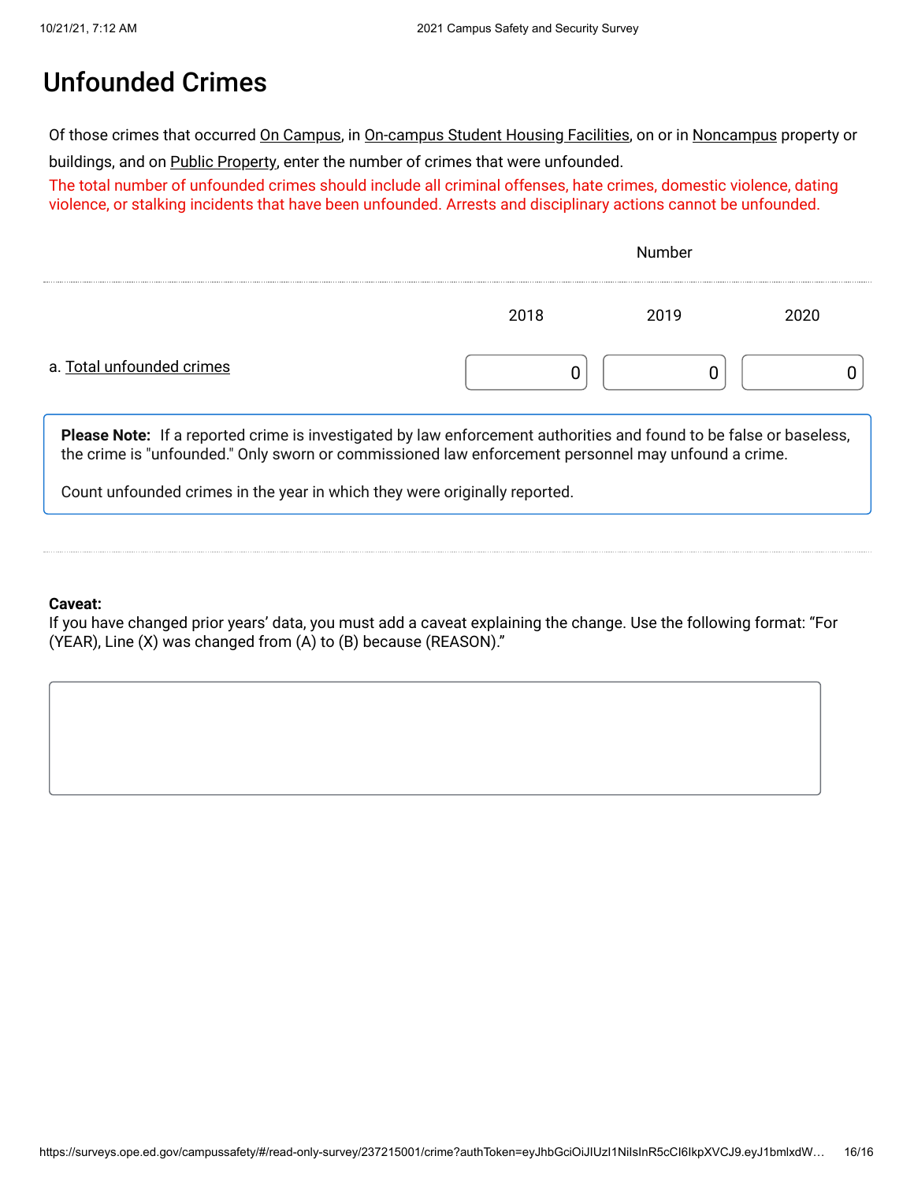# Unfounded Crimes

Of those crimes that occurred On Campus, in On-campus Student Housing Facilities, on or in Noncampus property or buildings, and on Public Property, enter the number of crimes that were unfounded.

The total number of unfounded crimes should include all criminal offenses, hate crimes, domestic violence, dating violence, or stalking incidents that have been unfounded. Arrests and disciplinary actions cannot be unfounded.

| | Number | | |
|---|---|---|---|
| | 2018 | 2019 | 2020 |
| a. Total unfounded crimes | 0 | 0 | 0 |

**Please Note:** If a reported crime is investigated by law enforcement authorities and found to be false or baseless, the crime is "unfounded." Only sworn or commissioned law enforcement personnel may unfound a crime.

Count unfounded crimes in the year in which they were originally reported.

**Caveat:**
If you have changed prior years' data, you must add a caveat explaining the change. Use the following format: "For (YEAR), Line (X) was changed from (A) to (B) because (REASON)."